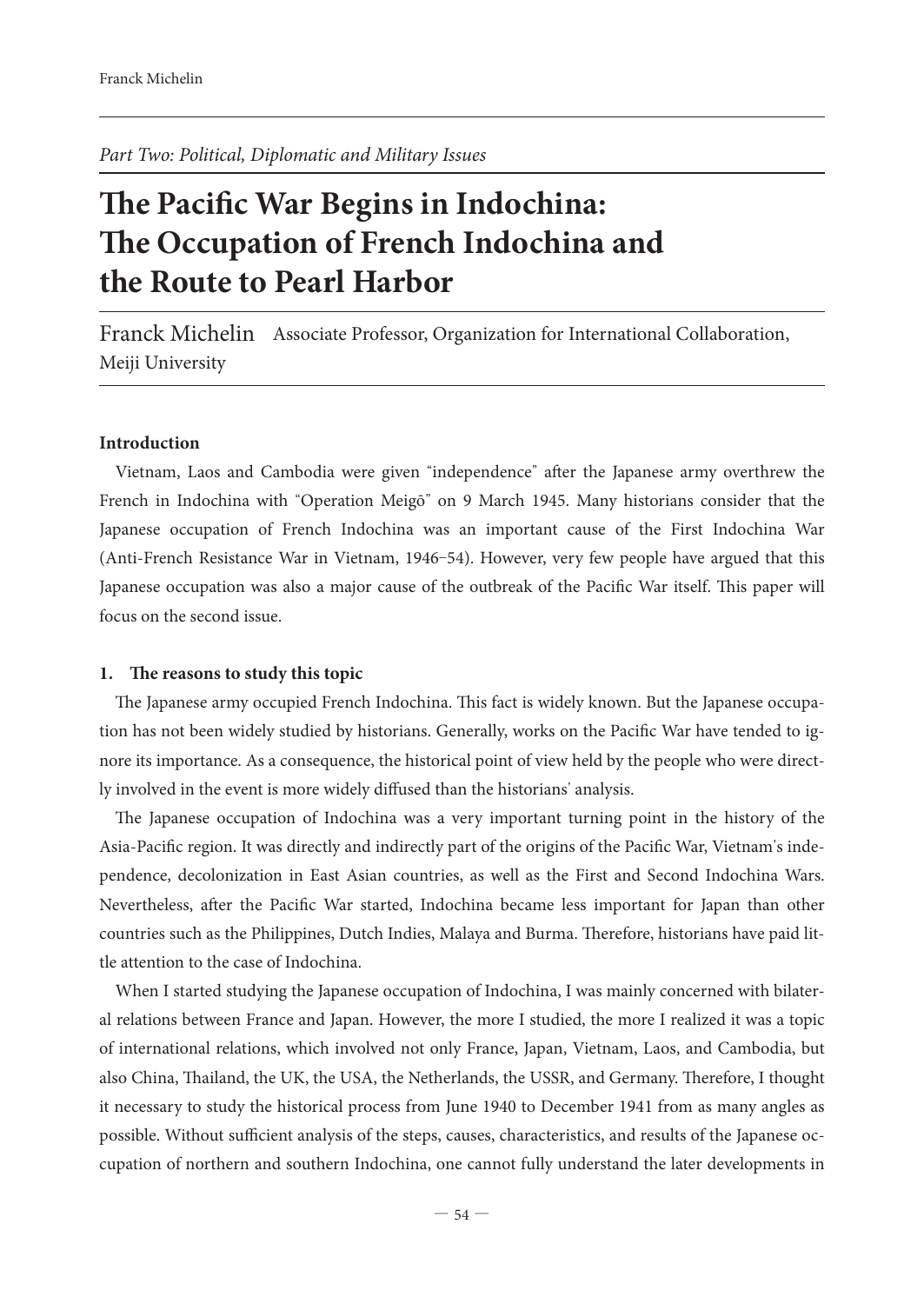*Part Two: Political, Diplomatic and Military Issues*

# The Pacific War Begins in Indochina: The Occupation of French Indochina and the Route to Pearl Harbor

Franck Michelin Associate Professor, Organization for International Collaboration, Meiji University

## Introduction

Vietnam, Laos and Cambodia were given "independence" after the Japanese army overthrew the French in Indochina with "Operation Meigō" on 9 March 1945. Many historians consider that the Japanese occupation of French Indochina was an important cause of the First Indochina War (Anti-French Resistance War in Vietnam, 1946–54). However, very few people have argued that this Japanese occupation was also a major cause of the outbreak of the Pacific War itself. This paper will focus on the second issue.

## 1. The reasons to study this topic

The Japanese army occupied French Indochina. This fact is widely known. But the Japanese occupation has not been widely studied by historians. Generally, works on the Pacific War have tended to ignore its importance. As a consequence, the historical point of view held by the people who were directly involved in the event is more widely diffused than the historians' analysis.

The Japanese occupation of Indochina was a very important turning point in the history of the Asia-Pacific region. It was directly and indirectly part of the origins of the Pacific War, Vietnam's independence, decolonization in East Asian countries, as well as the First and Second Indochina Wars. Nevertheless, after the Pacific War started, Indochina became less important for Japan than other countries such as the Philippines, Dutch Indies, Malaya and Burma. Therefore, historians have paid little attention to the case of Indochina.

When I started studying the Japanese occupation of Indochina, I was mainly concerned with bilateral relations between France and Japan. However, the more I studied, the more I realized it was a topic of international relations, which involved not only France, Japan, Vietnam, Laos, and Cambodia, but also China, Thailand, the UK, the USA, the Netherlands, the USSR, and Germany. Therefore, I thought it necessary to study the historical process from June 1940 to December 1941 from as many angles as possible. Without sufficient analysis of the steps, causes, characteristics, and results of the Japanese occupation of northern and southern Indochina, one cannot fully understand the later developments in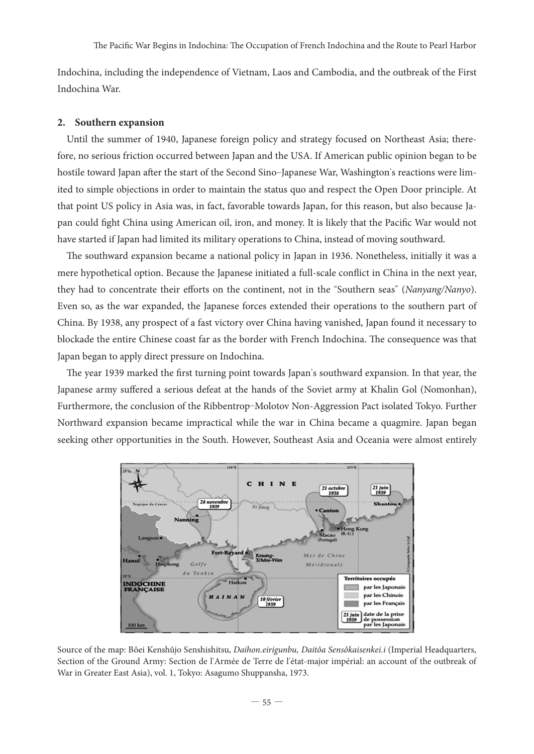Indochina, including the independence of Vietnam, Laos and Cambodia, and the outbreak of the First Indochina War.

## 2. Southern expansion

Until the summer of 1940, Japanese foreign policy and strategy focused on Northeast Asia; therefore, no serious friction occurred between Japan and the USA. If American public opinion began to be hostile toward Japan after the start of the Second Sino–Japanese War, Washington's reactions were limited to simple objections in order to maintain the status quo and respect the Open Door principle. At that point US policy in Asia was, in fact, favorable towards Japan, for this reason, but also because Japan could fight China using American oil, iron, and money. It is likely that the Pacific War would not have started if Japan had limited its military operations to China, instead of moving southward.

The southward expansion became a national policy in Japan in 1936. Nonetheless, initially it was a mere hypothetical option. Because the Japanese initiated a full-scale conflict in China in the next year, they had to concentrate their efforts on the continent, not in the "Southern seas" (*Nanyang/Nanyo*). Even so, as the war expanded, the Japanese forces extended their operations to the southern part of China. By 1938, any prospect of a fast victory over China having vanished, Japan found it necessary to blockade the entire Chinese coast far as the border with French Indochina. The consequence was that Japan began to apply direct pressure on Indochina.

The year 1939 marked the first turning point towards Japan's southward expansion. In that year, the Japanese army suffered a serious defeat at the hands of the Soviet army at Khalin Gol (Nomonhan), Furthermore, the conclusion of the Ribbentrop–Molotov Non-Aggression Pact isolated Tokyo. Further Northward expansion became impractical while the war in China became a quagmire. Japan began seeking other opportunities in the South. However, Southeast Asia and Oceania were almost entirely

Source of the map: Bôei Kenshûjo Senshishitsu, *Daihon.eirigunbu, Daitôa Sensôkaisenkei.i* (Imperial Headquarters, Section of the Ground Army: Section de l'Armée de Terre de l'état-major impérial: an account of the outbreak of War in Greater East Asia), vol. 1, Tokyo: Asagumo Shuppansha, 1973.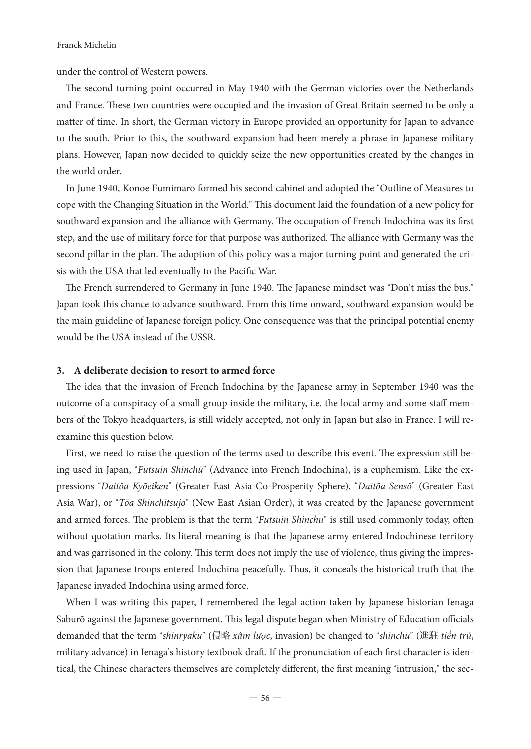under the control of Western powers.

The second turning point occurred in May 1940 with the German victories over the Netherlands and France. These two countries were occupied and the invasion of Great Britain seemed to be only a matter of time. In short, the German victory in Europe provided an opportunity for Japan to advance to the south. Prior to this, the southward expansion had been merely a phrase in Japanese military plans. However, Japan now decided to quickly seize the new opportunities created by the changes in the world order.

In June 1940, Konoe Fumimaro formed his second cabinet and adopted the "Outline of Measures to cope with the Changing Situation in the World." This document laid the foundation of a new policy for southward expansion and the alliance with Germany. The occupation of French Indochina was its first step, and the use of military force for that purpose was authorized. The alliance with Germany was the second pillar in the plan. The adoption of this policy was a major turning point and generated the crisis with the USA that led eventually to the Pacific War.

The French surrendered to Germany in June 1940. The Japanese mindset was "Don't miss the bus." Japan took this chance to advance southward. From this time onward, southward expansion would be the main guideline of Japanese foreign policy. One consequence was that the principal potential enemy would be the USA instead of the USSR.

### 3. A deliberate decision to resort to armed force

The idea that the invasion of French Indochina by the Japanese army in September 1940 was the outcome of a conspiracy of a small group inside the military, i.e. the local army and some staff members of the Tokyo headquarters, is still widely accepted, not only in Japan but also in France. I will reexamine this question below.

First, we need to raise the question of the terms used to describe this event. The expression still being used in Japan, "*Futsuin Shinchū*" (Advance into French Indochina), is a euphemism. Like the expressions "*Daitōa Kyōeiken*" (Greater East Asia Co-Prosperity Sphere), "*Daitōa Sensō*" (Greater East Asia War), or "*Tōa Shinchitsujo*" (New East Asian Order), it was created by the Japanese government and armed forces. The problem is that the term "*Futsuin Shinchu*" is still used commonly today, often without quotation marks. Its literal meaning is that the Japanese army entered Indochinese territory and was garrisoned in the colony. This term does not imply the use of violence, thus giving the impression that Japanese troops entered Indochina peacefully. Thus, it conceals the historical truth that the Japanese invaded Indochina using armed force.

When I was writing this paper, I remembered the legal action taken by Japanese historian Ienaga Saburō against the Japanese government. This legal dispute began when Ministry of Education officials demanded that the term "*shinryaku*" (侵略 *xâm lược*, invasion) be changed to "*shinchu*" (進駐 *tiến trú*, military advance) in Ienaga's history textbook draft. If the pronunciation of each first character is identical, the Chinese characters themselves are completely different, the first meaning "intrusion," the sec-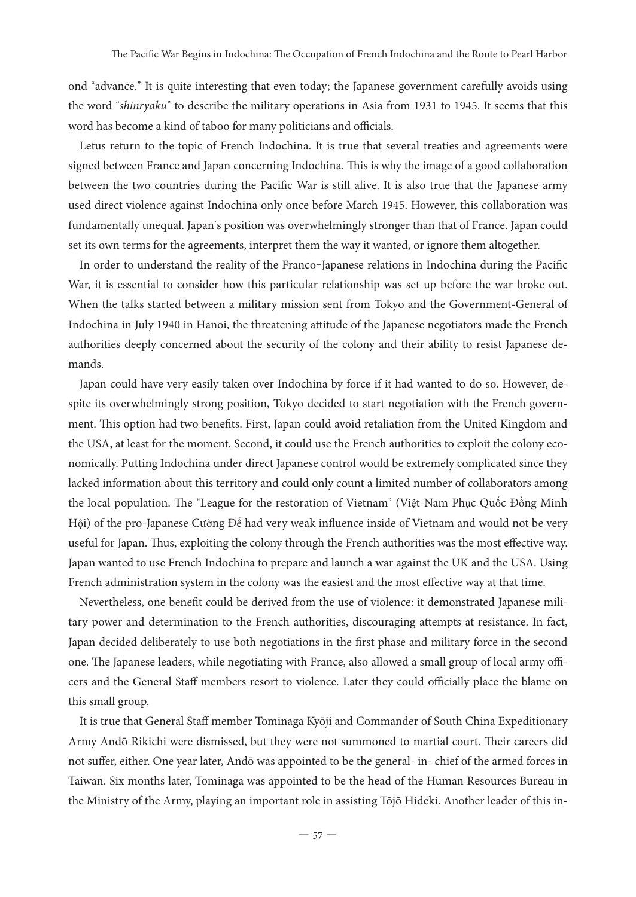ond "advance." It is quite interesting that even today; the Japanese government carefully avoids using the word "*shinryaku*" to describe the military operations in Asia from 1931 to 1945. It seems that this word has become a kind of taboo for many politicians and officials.

Letus return to the topic of French Indochina. It is true that several treaties and agreements were signed between France and Japan concerning Indochina. This is why the image of a good collaboration between the two countries during the Pacific War is still alive. It is also true that the Japanese army used direct violence against Indochina only once before March 1945. However, this collaboration was fundamentally unequal. Japan's position was overwhelmingly stronger than that of France. Japan could set its own terms for the agreements, interpret them the way it wanted, or ignore them altogether.

In order to understand the reality of the Franco–Japanese relations in Indochina during the Pacific War, it is essential to consider how this particular relationship was set up before the war broke out. When the talks started between a military mission sent from Tokyo and the Government-General of Indochina in July 1940 in Hanoi, the threatening attitude of the Japanese negotiators made the French authorities deeply concerned about the security of the colony and their ability to resist Japanese demands.

Japan could have very easily taken over Indochina by force if it had wanted to do so. However, despite its overwhelmingly strong position, Tokyo decided to start negotiation with the French government. This option had two benefits. First, Japan could avoid retaliation from the United Kingdom and the USA, at least for the moment. Second, it could use the French authorities to exploit the colony economically. Putting Indochina under direct Japanese control would be extremely complicated since they lacked information about this territory and could only count a limited number of collaborators among the local population. The "League for the restoration of Vietnam" (Việt-Nam Phục Quốc Đồng Minh Hội) of the pro-Japanese Cường Để had very weak influence inside of Vietnam and would not be very useful for Japan. Thus, exploiting the colony through the French authorities was the most effective way. Japan wanted to use French Indochina to prepare and launch a war against the UK and the USA. Using French administration system in the colony was the easiest and the most effective way at that time.

Nevertheless, one benefit could be derived from the use of violence: it demonstrated Japanese military power and determination to the French authorities, discouraging attempts at resistance. In fact, Japan decided deliberately to use both negotiations in the first phase and military force in the second one. The Japanese leaders, while negotiating with France, also allowed a small group of local army officers and the General Staff members resort to violence. Later they could officially place the blame on this small group.

It is true that General Staff member Tominaga Kyōji and Commander of South China Expeditionary Army Andō Rikichi were dismissed, but they were not summoned to martial court. Their careers did not suffer, either. One year later, Andō was appointed to be the general- in- chief of the armed forces in Taiwan. Six months later, Tominaga was appointed to be the head of the Human Resources Bureau in the Ministry of the Army, playing an important role in assisting Tōjō Hideki. Another leader of this in-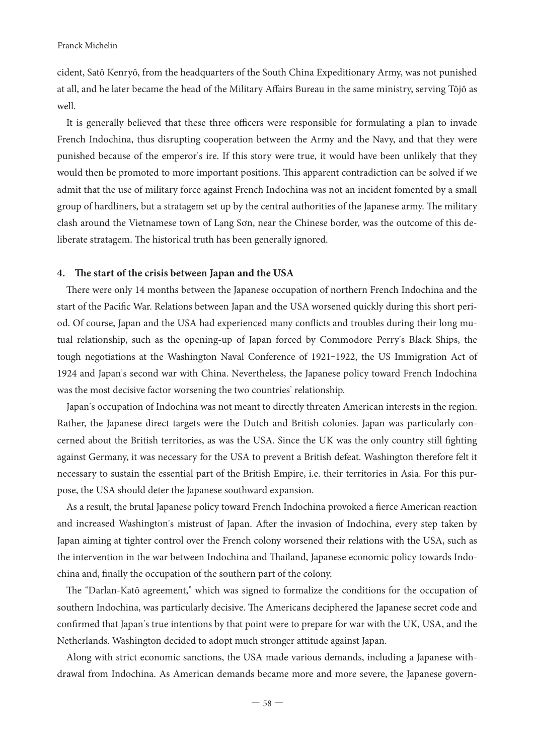cident, Satō Kenryō, from the headquarters of the South China Expeditionary Army, was not punished at all, and he later became the head of the Military Affairs Bureau in the same ministry, serving Tōjō as well.

It is generally believed that these three officers were responsible for formulating a plan to invade French Indochina, thus disrupting cooperation between the Army and the Navy, and that they were punished because of the emperor's ire. If this story were true, it would have been unlikely that they would then be promoted to more important positions. This apparent contradiction can be solved if we admit that the use of military force against French Indochina was not an incident fomented by a small group of hardliners, but a stratagem set up by the central authorities of the Japanese army. The military clash around the Vietnamese town of Lạng Sơn, near the Chinese border, was the outcome of this deliberate stratagem. The historical truth has been generally ignored.

## 4. The start of the crisis between Japan and the USA

There were only 14 months between the Japanese occupation of northern French Indochina and the start of the Pacific War. Relations between Japan and the USA worsened quickly during this short period. Of course, Japan and the USA had experienced many conflicts and troubles during their long mutual relationship, such as the opening-up of Japan forced by Commodore Perry's Black Ships, the tough negotiations at the Washington Naval Conference of 1921–1922, the US Immigration Act of 1924 and Japan's second war with China. Nevertheless, the Japanese policy toward French Indochina was the most decisive factor worsening the two countries' relationship.

Japan's occupation of Indochina was not meant to directly threaten American interests in the region. Rather, the Japanese direct targets were the Dutch and British colonies. Japan was particularly concerned about the British territories, as was the USA. Since the UK was the only country still fighting against Germany, it was necessary for the USA to prevent a British defeat. Washington therefore felt it necessary to sustain the essential part of the British Empire, i.e. their territories in Asia. For this purpose, the USA should deter the Japanese southward expansion.

As a result, the brutal Japanese policy toward French Indochina provoked a fierce American reaction and increased Washington's mistrust of Japan. After the invasion of Indochina, every step taken by Japan aiming at tighter control over the French colony worsened their relations with the USA, such as the intervention in the war between Indochina and Thailand, Japanese economic policy towards Indochina and, finally the occupation of the southern part of the colony.

The "Darlan-Katō agreement," which was signed to formalize the conditions for the occupation of southern Indochina, was particularly decisive. The Americans deciphered the Japanese secret code and confirmed that Japan's true intentions by that point were to prepare for war with the UK, USA, and the Netherlands. Washington decided to adopt much stronger attitude against Japan.

Along with strict economic sanctions, the USA made various demands, including a Japanese withdrawal from Indochina. As American demands became more and more severe, the Japanese govern-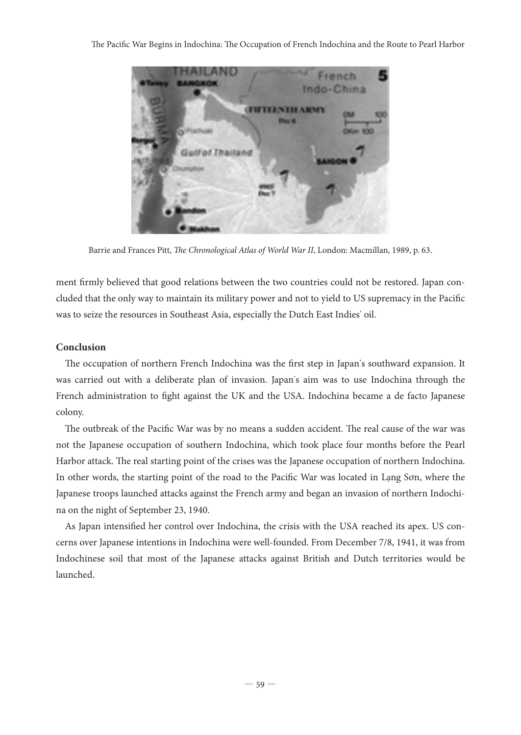Barrie and Frances Pitt, *The Chronological Atlas of World War II*, London: Macmillan, 1989, p. 63.

ment firmly believed that good relations between the two countries could not be restored. Japan concluded that the only way to maintain its military power and not to yield to US supremacy in the Pacific was to seize the resources in Southeast Asia, especially the Dutch East Indies' oil.

## Conclusion

The occupation of northern French Indochina was the first step in Japan's southward expansion. It was carried out with a deliberate plan of invasion. Japan's aim was to use Indochina through the French administration to fight against the UK and the USA. Indochina became a de facto Japanese colony.

The outbreak of the Pacific War was by no means a sudden accident. The real cause of the war was not the Japanese occupation of southern Indochina, which took place four months before the Pearl Harbor attack. The real starting point of the crises was the Japanese occupation of northern Indochina. In other words, the starting point of the road to the Pacific War was located in Lạng Sơn, where the Japanese troops launched attacks against the French army and began an invasion of northern Indochina on the night of September 23, 1940.

As Japan intensified her control over Indochina, the crisis with the USA reached its apex. US concerns over Japanese intentions in Indochina were well-founded. From December 7/8, 1941, it was from Indochinese soil that most of the Japanese attacks against British and Dutch territories would be launched.